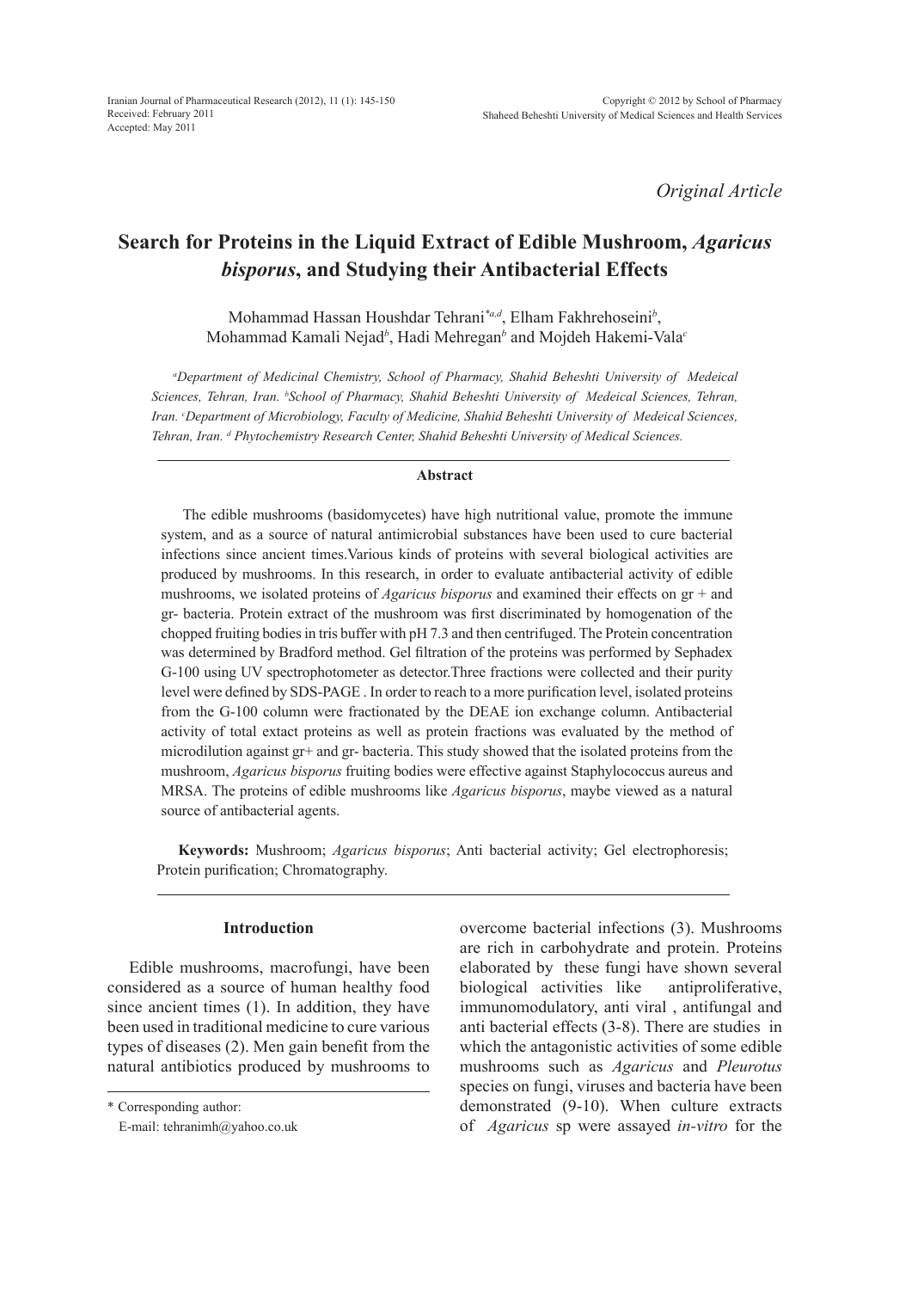*Original Article*

# Search for Proteins in the Liquid Extract of Edible Mushroom, *Agaricus bisporus*, and Studying their Antibacterial Effects

Mohammad Hassan Houshdar Tehrani[*a,d], Elham Fakhrehoseini[b], Mohammad Kamali Nejad[b], Hadi Mehregan[b] and Mojdeh Hakemi-Vala[c]

*[a]Department of Medicinal Chemistry, School of Pharmacy, Shahid Beheshti University of Medeical Sciences, Tehran, Iran. [b]School of Pharmacy, Shahid Beheshti University of Medeical Sciences, Tehran, Iran. [c]Department of Microbiology, Faculty of Medicine, Shahid Beheshti University of Medeical Sciences, Tehran, Iran. [d] Phytochemistry Research Center, Shahid Beheshti University of Medical Sciences.*

### Abstract

The edible mushrooms (basidomycetes) have high nutritional value, promote the immune system, and as a source of natural antimicrobial substances have been used to cure bacterial infections since ancient times.Various kinds of proteins with several biological activities are produced by mushrooms. In this research, in order to evaluate antibacterial activity of edible mushrooms, we isolated proteins of *Agaricus bisporus* and examined their effects on gr + and gr- bacteria. Protein extract of the mushroom was first discriminated by homogenation of the chopped fruiting bodies in tris buffer with pH 7.3 and then centrifuged. The Protein concentration was determined by Bradford method. Gel filtration of the proteins was performed by Sephadex G-100 using UV spectrophotometer as detector.Three fractions were collected and their purity level were defined by SDS-PAGE . In order to reach to a more purification level, isolated proteins from the G-100 column were fractionated by the DEAE ion exchange column. Antibacterial activity of total extact proteins as well as protein fractions was evaluated by the method of microdilution against gr+ and gr- bacteria. This study showed that the isolated proteins from the mushroom, *Agaricus bisporus* fruiting bodies were effective against Staphylococcus aureus and MRSA. The proteins of edible mushrooms like *Agaricus bisporus*, maybe viewed as a natural source of antibacterial agents.

**Keywords:** Mushroom; *Agaricus bisporus*; Anti bacterial activity; Gel electrophoresis; Protein purification; Chromatography.

## Introduction

Edible mushrooms, macrofungi, have been considered as a source of human healthy food since ancient times (1). In addition, they have been used in traditional medicine to cure various types of diseases (2). Men gain benefit from the natural antibiotics produced by mushrooms to overcome bacterial infections (3). Mushrooms are rich in carbohydrate and protein. Proteins elaborated by these fungi have shown several biological activities like antiproliferative, immunomodulatory, anti viral , antifungal and anti bacterial effects (3-8). There are studies in which the antagonistic activities of some edible mushrooms such as *Agaricus* and *Pleurotus* species on fungi, viruses and bacteria have been demonstrated (9-10). When culture extracts of *Agaricus* sp were assayed *in-vitro* for the

\* Corresponding author:
E-mail: tehranimh@yahoo.co.uk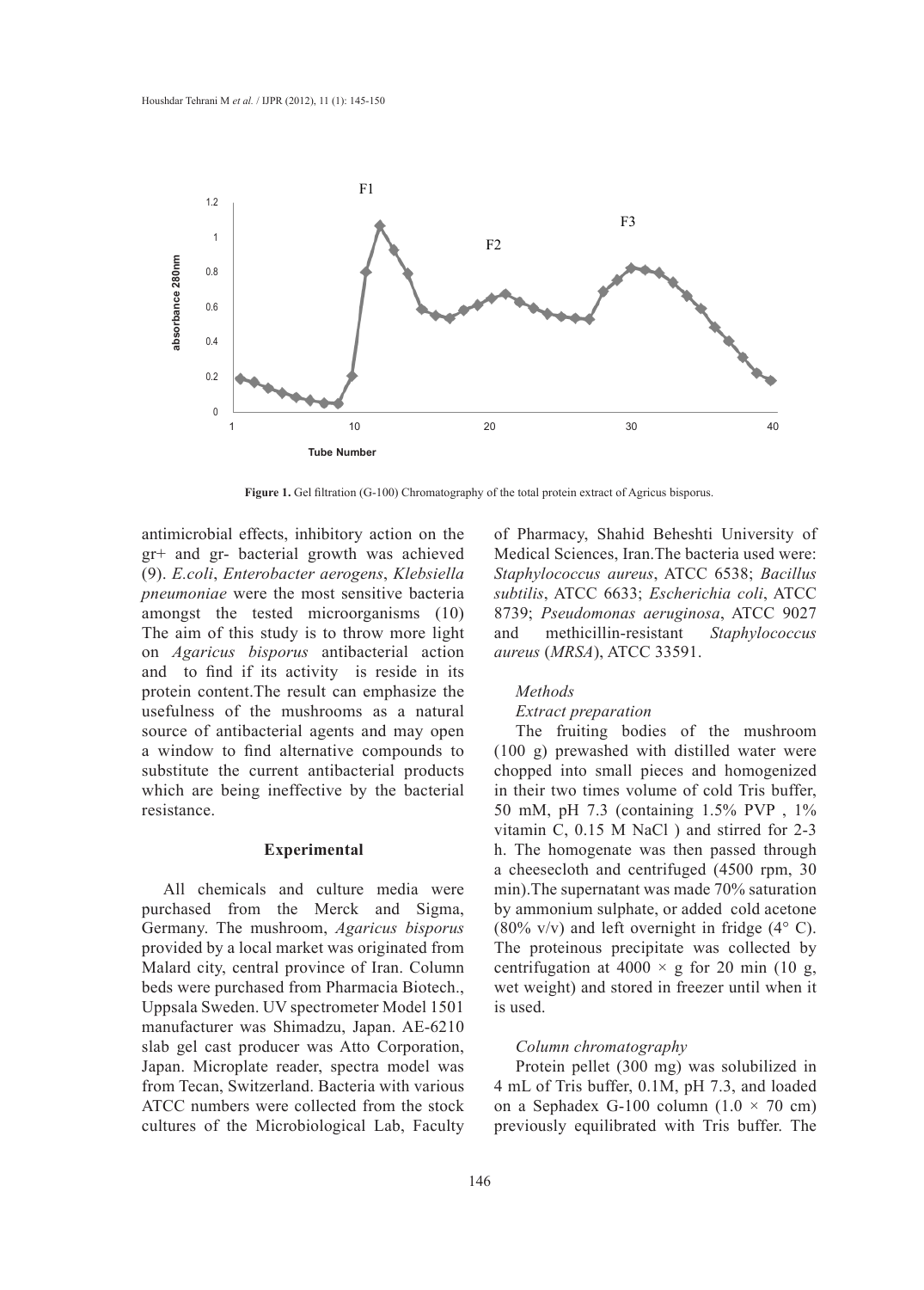Figure 1. Gel filtration (G-100) Chromatography of the total protein extract of Agricus bisporus.

antimicrobial effects, inhibitory action on the gr+ and gr- bacterial growth was achieved (9). *E.coli*, *Enterobacter aerogens*, *Klebsiella pneumoniae* were the most sensitive bacteria amongst the tested microorganisms (10) The aim of this study is to throw more light on *Agaricus bisporus* antibacterial action and to find if its activity is reside in its protein content.The result can emphasize the usefulness of the mushrooms as a natural source of antibacterial agents and may open a window to find alternative compounds to substitute the current antibacterial products which are being ineffective by the bacterial resistance.

## Experimental

All chemicals and culture media were purchased from the Merck and Sigma, Germany. The mushroom, *Agaricus bisporus* provided by a local market was originated from Malard city, central province of Iran. Column beds were purchased from Pharmacia Biotech., Uppsala Sweden. UV spectrometer Model 1501 manufacturer was Shimadzu, Japan. AE-6210 slab gel cast producer was Atto Corporation, Japan. Microplate reader, spectra model was from Tecan, Switzerland. Bacteria with various ATCC numbers were collected from the stock cultures of the Microbiological Lab, Faculty of Pharmacy, Shahid Beheshti University of Medical Sciences, Iran.The bacteria used were: *Staphylococcus aureus*, ATCC 6538; *Bacillus subtilis*, ATCC 6633; *Escherichia coli*, ATCC 8739; *Pseudomonas aeruginosa*, ATCC 9027 and methicillin-resistant *Staphylococcus aureus* (*MRSA*), ATCC 33591.

### *Methods*

#### *Extract preparation*

The fruiting bodies of the mushroom (100 g) prewashed with distilled water were chopped into small pieces and homogenized in their two times volume of cold Tris buffer, 50 mM, pH 7.3 (containing 1.5% PVP , 1% vitamin C, 0.15 M NaCl ) and stirred for 2-3 h. The homogenate was then passed through a cheesecloth and centrifuged (4500 rpm, 30 min).The supernatant was made 70% saturation by ammonium sulphate, or added cold acetone (80% v/v) and left overnight in fridge (4° C). The proteinous precipitate was collected by centrifugation at 4000 × g for 20 min (10 g, wet weight) and stored in freezer until when it is used.

#### *Column chromatography*

Protein pellet (300 mg) was solubilized in 4 mL of Tris buffer, 0.1M, pH 7.3, and loaded on a Sephadex G-100 column (1.0 × 70 cm) previously equilibrated with Tris buffer. The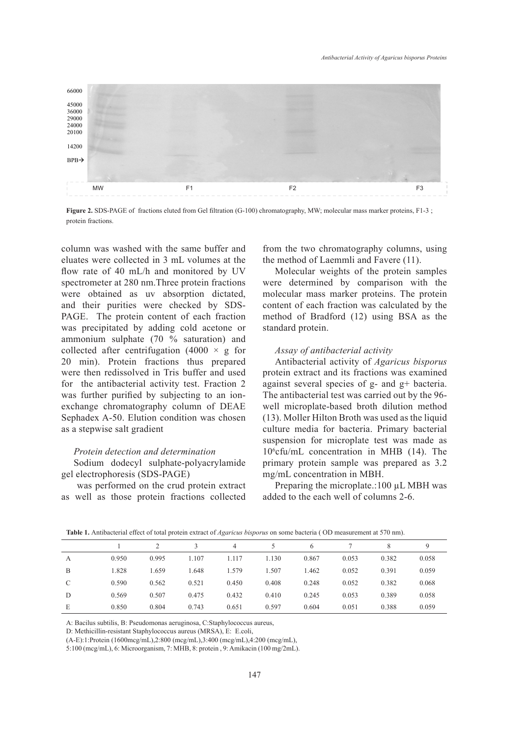Figure 2. SDS-PAGE of fractions eluted from Gel filtration (G-100) chromatography, MW; molecular mass marker proteins, F1-3 ; protein fractions.

column was washed with the same buffer and eluates were collected in 3 mL volumes at the flow rate of 40 mL/h and monitored by UV spectrometer at 280 nm.Three protein fractions were obtained as uv absorption dictated, and their purities were checked by SDS-PAGE. The protein content of each fraction was precipitated by adding cold acetone or ammonium sulphate (70 % saturation) and collected after centrifugation (4000 × g for 20 min). Protein fractions thus prepared were then redissolved in Tris buffer and used for the antibacterial activity test. Fraction 2 was further purified by subjecting to an ion-exchange chromatography column of DEAE Sephadex A-50. Elution condition was chosen as a stepwise salt gradient

### *Protein detection and determination*

Sodium dodecyl sulphate-polyacrylamide gel electrophoresis (SDS-PAGE)

was performed on the crud protein extract as well as those protein fractions collected from the two chromatography columns, using the method of Laemmli and Favere (11).

Molecular weights of the protein samples were determined by comparison with the molecular mass marker proteins. The protein content of each fraction was calculated by the method of Bradford (12) using BSA as the standard protein.

### *Assay of antibacterial activity*

Antibacterial activity of *Agaricus bisporus* protein extract and its fractions was examined against several species of g- and g+ bacteria. The antibacterial test was carried out by the 96-well microplate-based broth dilution method (13). Moller Hilton Broth was used as the liquid culture media for bacteria. Primary bacterial suspension for microplate test was made as $10^6$cfu/mL concentration in MHB (14). The primary protein sample was prepared as 3.2 mg/mL concentration in MBH.

Preparing the microplate.:100 µL MBH was added to the each well of columns 2-6.

**Table 1.** Antibacterial effect of total protein extract of *Agaricus bisporus* on some bacteria ( OD measurement at 570 nm).

| | 1 | 2 | 3 | 4 | 5 | 6 | 7 | 8 | 9 |
|---|---|---|---|---|---|---|---|---|---|
| A | 0.950 | 0.995 | 1.107 | 1.117 | 1.130 | 0.867 | 0.053 | 0.382 | 0.058 |
| B | 1.828 | 1.659 | 1.648 | 1.579 | 1.507 | 1.462 | 0.052 | 0.391 | 0.059 |
| C | 0.590 | 0.562 | 0.521 | 0.450 | 0.408 | 0.248 | 0.052 | 0.382 | 0.068 |
| D | 0.569 | 0.507 | 0.475 | 0.432 | 0.410 | 0.245 | 0.053 | 0.389 | 0.058 |
| E | 0.850 | 0.804 | 0.743 | 0.651 | 0.597 | 0.604 | 0.051 | 0.388 | 0.059 |

A: Bacilus subtilis, B: Pseudomonas aeruginosa, C:Staphylococcus aureus,

D: Methicillin-resistant Staphylococcus aureus (MRSA), E: E.coli,

(A-E):1:Protein (1600mcg/mL),2:800 (mcg/mL),3:400 (mcg/mL),4:200 (mcg/mL),

5:100 (mcg/mL), 6: Microorganism, 7: MHB, 8: protein , 9: Amikacin (100 mg/2mL).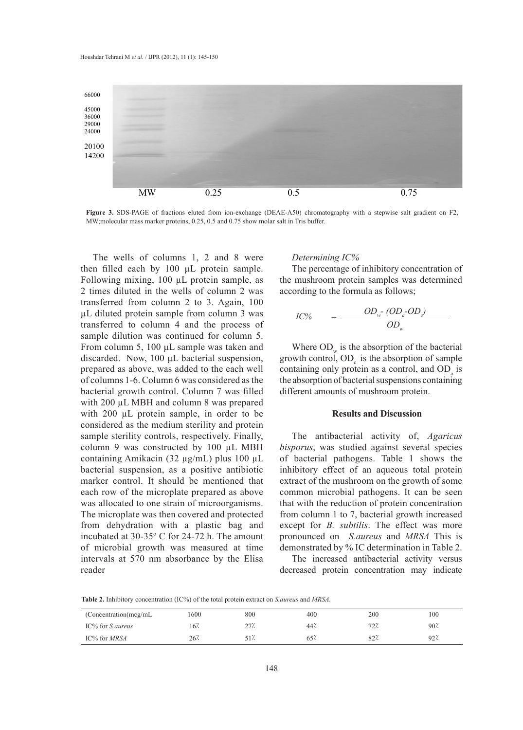**Figure 3.** SDS-PAGE of fractions eluted from ion-exchange (DEAE-A50) chromatography with a stepwise salt gradient on F2, MW;molecular mass marker proteins, 0.25, 0.5 and 0.75 show molar salt in Tris buffer.

The wells of columns 1, 2 and 8 were then filled each by 100 µL protein sample. Following mixing, 100 µL protein sample, as 2 times diluted in the wells of column 2 was transferred from column 2 to 3. Again, 100 µL diluted protein sample from column 3 was transferred to column 4 and the process of sample dilution was continued for column 5. From column 5, 100 µL sample was taken and discarded. Now, 100 µL bacterial suspension, prepared as above, was added to the each well of columns 1-6. Column 6 was considered as the bacterial growth control. Column 7 was filled with 200 µL MBH and column 8 was prepared with 200 µL protein sample, in order to be considered as the medium sterility and protein sample sterility controls, respectively. Finally, column 9 was constructed by 100 µL MBH containing Amikacin (32 µg/mL) plus 100 µL bacterial suspension, as a positive antibiotic marker control. It should be mentioned that each row of the microplate prepared as above was allocated to one strain of microorganisms. The microplate was then covered and protected from dehydration with a plastic bag and incubated at 30-35º C for 24-72 h. The amount of microbial growth was measured at time intervals at 570 nm absorbance by the Elisa reader

*Determining IC%*

The percentage of inhibitory concentration of the mushroom protein samples was determined according to the formula as follows;

$$IC\% = \frac{OD_w - (OD_a - OD_c)}{OD_w}$$

Where $OD_w$ is the absorption of the bacterial growth control, $OD_c$ is the absorption of sample containing only protein as a control, and $OD_a$ is the absorption of bacterial suspensions containing different amounts of mushroom protein.

## Results and Discussion

The antibacterial activity of, *Agaricus bisporus*, was studied against several species of bacterial pathogens. Table 1 shows the inhibitory effect of an aqueous total protein extract of the mushroom on the growth of some common microbial pathogens. It can be seen that with the reduction of protein concentration from column 1 to 7, bacterial growth increased except for *B. subtilis*. The effect was more pronounced on *S.aureus* and *MRSA* This is demonstrated by % IC determination in Table 2.

The increased antibacterial activity versus decreased protein concentration may indicate

**Table 2.** Inhibitory concentration (IC%) of the total protein extract on *S.aureus* and *MRSA.*

| (Concentration(mcg/mL | 1600 | 800 | 400 | 200 | 100 |
|---|---|---|---|---|---|
| IC% for *S.aureus* | 16٪ | 27٪ | 44٪ | 72٪ | 90٪ |
| IC% for *MRSA* | 26٪ | 51٪ | 65٪ | 82٪ | 92٪ |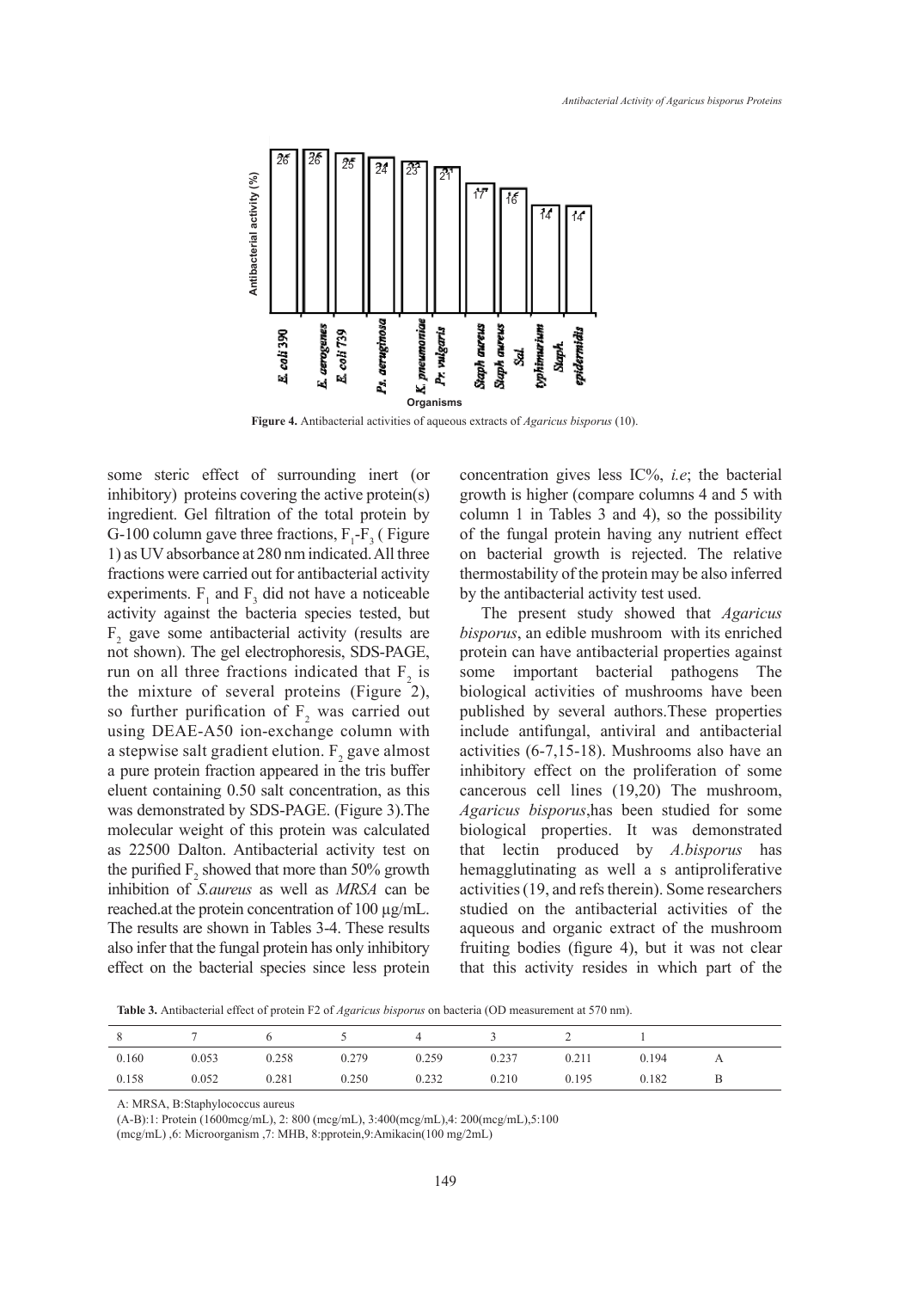**Figure 4.** Antibacterial activities of aqueous extracts of *Agaricus bisporus* (10).

some steric effect of surrounding inert (or inhibitory) proteins covering the active protein(s) ingredient. Gel filtration of the total protein by G-100 column gave three fractions, $F_1$-$F_3$ ( Figure 1) as UV absorbance at 280 nm indicated. All three fractions were carried out for antibacterial activity experiments. $F_1$ and $F_3$ did not have a noticeable activity against the bacteria species tested, but $F_2$ gave some antibacterial activity (results are not shown). The gel electrophoresis, SDS-PAGE, run on all three fractions indicated that $F_2$ is the mixture of several proteins (Figure 2), so further purification of $F_2$ was carried out using DEAE-A50 ion-exchange column with a stepwise salt gradient elution. $F_2$ gave almost a pure protein fraction appeared in the tris buffer eluent containing 0.50 salt concentration, as this was demonstrated by SDS-PAGE. (Figure 3).The molecular weight of this protein was calculated as 22500 Dalton. Antibacterial activity test on the purified $F_2$ showed that more than 50% growth inhibition of *S.aureus* as well as *MRSA* can be reached.at the protein concentration of 100 µg/mL. The results are shown in Tables 3-4. These results also infer that the fungal protein has only inhibitory effect on the bacterial species since less protein concentration gives less IC%, *i.e*; the bacterial growth is higher (compare columns 4 and 5 with column 1 in Tables 3 and 4), so the possibility of the fungal protein having any nutrient effect on bacterial growth is rejected. The relative thermostability of the protein may be also inferred by the antibacterial activity test used.

The present study showed that *Agaricus bisporus*, an edible mushroom with its enriched protein can have antibacterial properties against some important bacterial pathogens The biological activities of mushrooms have been published by several authors.These properties include antifungal, antiviral and antibacterial activities (6-7,15-18). Mushrooms also have an inhibitory effect on the proliferation of some cancerous cell lines (19,20) The mushroom, *Agaricus bisporus*,has been studied for some biological properties. It was demonstrated that lectin produced by *A.bisporus* has hemagglutinating as well a s antiproliferative activities (19, and refs therein). Some researchers studied on the antibacterial activities of the aqueous and organic extract of the mushroom fruiting bodies (figure 4), but it was not clear that this activity resides in which part of the

**Table 3.** Antibacterial effect of protein F2 of *Agaricus bisporus* on bacteria (OD measurement at 570 nm).

| 8 | 7 | 6 | 5 | 4 | 3 | 2 | 1 | |
|---|---|---|---|---|---|---|---|---|
| 0.160 | 0.053 | 0.258 | 0.279 | 0.259 | 0.237 | 0.211 | 0.194 | A |
| 0.158 | 0.052 | 0.281 | 0.250 | 0.232 | 0.210 | 0.195 | 0.182 | B |

A: MRSA, B:Staphylococcus aureus

(A-B):1: Protein (1600mcg/mL), 2: 800 (mcg/mL), 3:400(mcg/mL),4: 200(mcg/mL),5:100 (mcg/mL) ,6: Microorganism ,7: MHB, 8:pprotein,9:Amikacin(100 mg/2mL)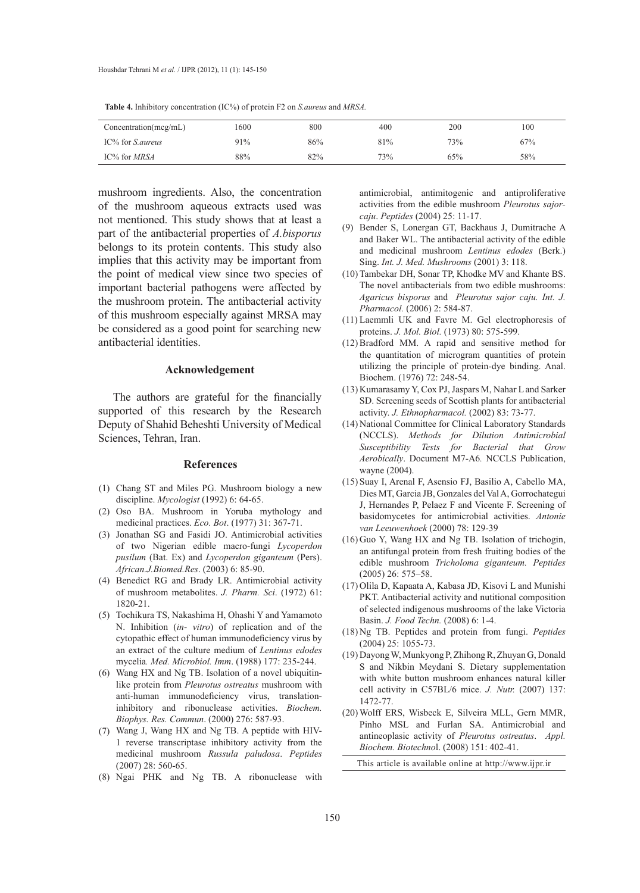**Table 4.** Inhibitory concentration (IC%) of protein F2 on *S.aureus* and *MRSA.*

| Concentration(mcg/mL) | 1600 | 800 | 400 | 200 | 100 |
|---|---|---|---|---|---|
| IC% for *S.aureus* | 91% | 86% | 81% | 73% | 67% |
| IC% for *MRSA* | 88% | 82% | 73% | 65% | 58% |

mushroom ingredients. Also, the concentration of the mushroom aqueous extracts used was not mentioned. This study shows that at least a part of the antibacterial properties of *A.bisporus* belongs to its protein contents. This study also implies that this activity may be important from the point of medical view since two species of important bacterial pathogens were affected by the mushroom protein. The antibacterial activity of this mushroom especially against MRSA may be considered as a good point for searching new antibacterial identities.

## Acknowledgement

The authors are grateful for the financially supported of this research by the Research Deputy of Shahid Beheshti University of Medical Sciences, Tehran, Iran.

## References

(1) Chang ST and Miles PG. Mushroom biology a new discipline. *Mycologist* (1992) 6: 64-65.

(2) Oso BA. Mushroom in Yoruba mythology and medicinal practices. *Eco. Bot*. (1977) 31: 367-71.

(3) Jonathan SG and Fasidi JO. Antimicrobial activities of two Nigerian edible macro-fungi *Lycoperdon pusilum* (Bat. Ex) and *Lycoperdon giganteum* (Pers). *African.J.Biomed.Res*. (2003) 6: 85-90.

(4) Benedict RG and Brady LR. Antimicrobial activity of mushroom metabolites. *J. Pharm. Sci*. (1972) 61: 1820-21.

(5) Tochikura TS, Nakashima H, Ohashi Y and Yamamoto N. Inhibition (*in- vitro*) of replication and of the cytopathic effect of human immunodeficiency virus by an extract of the culture medium of *Lentinus edodes* mycelia*. Med. Microbiol. Imm*. (1988) 177: 235-244.

(6) Wang HX and Ng TB. Isolation of a novel ubiquitin-like protein from *Pleurotus ostreatus* mushroom with anti-human immunodeficiency virus, translation-inhibitory and ribonuclease activities. *Biochem. Biophys. Res. Commun*. (2000) 276: 587-93.

(7) Wang J, Wang HX and Ng TB. A peptide with HIV-1 reverse transcriptase inhibitory activity from the medicinal mushroom *Russula paludosa*. *Peptides* (2007) 28: 560-65.

(8) Ngai PHK and Ng TB. A ribonuclease with antimicrobial, antimitogenic and antiproliferative activities from the edible mushroom *Pleurotus sajor-caju*. *Peptides* (2004) 25: 11-17.

(9) Bender S, Lonergan GT, Backhaus J, Dumitrache A and Baker WL. The antibacterial activity of the edible and medicinal mushroom *Lentinus edodes* (Berk.) Sing. *Int. J. Med. Mushrooms* (2001) 3: 118.

(10) Tambekar DH, Sonar TP, Khodke MV and Khante BS. The novel antibacterials from two edible mushrooms: *Agaricus bisporus* and *Pleurotus sajor caju. Int. J. Pharmacol.* (2006) 2: 584-87.

(11) Laemmli UK and Favre M. Gel electrophoresis of proteins. *J. Mol. Biol.* (1973) 80: 575-599.

(12) Bradford MM. A rapid and sensitive method for the quantitation of microgram quantities of protein utilizing the principle of protein-dye binding. Anal. Biochem. (1976) 72: 248-54.

(13) Kumarasamy Y, Cox PJ, Jaspars M, Nahar L and Sarker SD. Screening seeds of Scottish plants for antibacterial activity. *J. Ethnopharmacol.* (2002) 83: 73-77.

(14) National Committee for Clinical Laboratory Standards (NCCLS). *Methods for Dilution Antimicrobial Susceptibility Tests for Bacterial that Grow Aerobically*. Document M7-A6*.* NCCLS Publication, wayne (2004).

(15) Suay I, Arenal F, Asensio FJ, Basilio A, Cabello MA, Dies MT, Garcia JB, Gonzales del Val A, Gorrochategui J, Hernandes P, Pelaez F and Vicente F. Screening of basidomycetes for antimicrobial activities. *Antonie van Leeuwenhoek* (2000) 78: 129-39

(16) Guo Y, Wang HX and Ng TB. Isolation of trichogin, an antifungal protein from fresh fruiting bodies of the edible mushroom *Tricholoma giganteum. Peptides* (2005) 26: 575–58.

(17) Olila D, Kapaata A, Kabasa JD, Kisovi L and Munishi PKT. Antibacterial activity and nutitional composition of selected indigenous mushrooms of the lake Victoria Basin. *J. Food Techn.* (2008) 6: 1-4.

(18) Ng TB. Peptides and protein from fungi. *Peptides* (2004) 25: 1055-73.

(19) Dayong W, Munkyong P, Zhihong R, Zhuyan G, Donald S and Nikbin Meydani S. Dietary supplementation with white button mushroom enhances natural killer cell activity in C57BL/6 mice. *J. Nutr.* (2007) 137: 1472-77.

(20) Wolff ERS, Wisbeck E, Silveira MLL, Gern MMR, Pinho MSL and Furlan SA. Antimicrobial and antineoplasic activity of *Pleurotus ostreatus*. *Appl. Biochem. Biotechno*l. (2008) 151: 402-41.

This article is available online at http://www.ijpr.ir